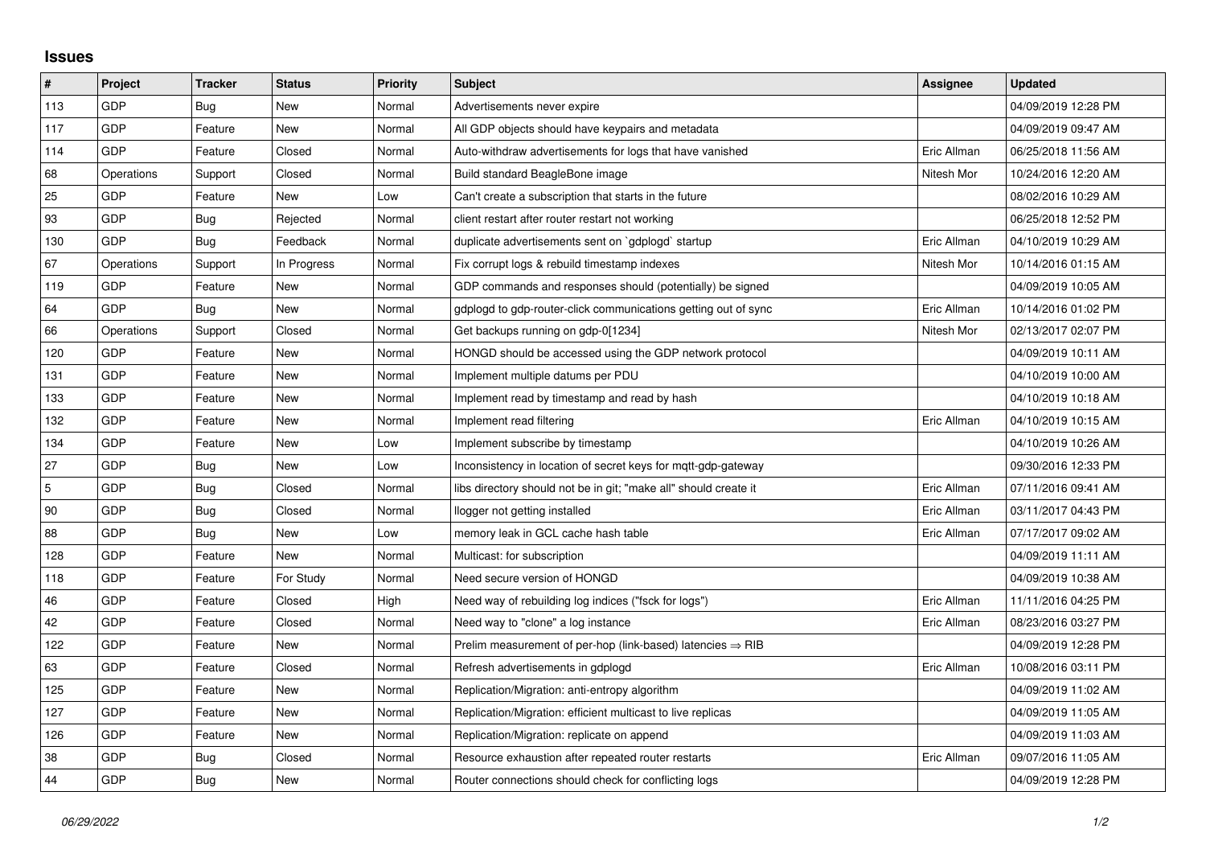## Issues

| # | Project | Tracker | Status | Priority | Subject | Assignee | Updated |
|---|---|---|---|---|---|---|---|
| 113 | GDP | Bug | New | Normal | Advertisements never expire | | 04/09/2019 12:28 PM |
| 117 | GDP | Feature | New | Normal | All GDP objects should have keypairs and metadata | | 04/09/2019 09:47 AM |
| 114 | GDP | Feature | Closed | Normal | Auto-withdraw advertisements for logs that have vanished | Eric Allman | 06/25/2018 11:56 AM |
| 68 | Operations | Support | Closed | Normal | Build standard BeagleBone image | Nitesh Mor | 10/24/2016 12:20 AM |
| 25 | GDP | Feature | New | Low | Can't create a subscription that starts in the future | | 08/02/2016 10:29 AM |
| 93 | GDP | Bug | Rejected | Normal | client restart after router restart not working | | 06/25/2018 12:52 PM |
| 130 | GDP | Bug | Feedback | Normal | duplicate advertisements sent on `gdplogd` startup | Eric Allman | 04/10/2019 10:29 AM |
| 67 | Operations | Support | In Progress | Normal | Fix corrupt logs & rebuild timestamp indexes | Nitesh Mor | 10/14/2016 01:15 AM |
| 119 | GDP | Feature | New | Normal | GDP commands and responses should (potentially) be signed | | 04/09/2019 10:05 AM |
| 64 | GDP | Bug | New | Normal | gdplogd to gdp-router-click communications getting out of sync | Eric Allman | 10/14/2016 01:02 PM |
| 66 | Operations | Support | Closed | Normal | Get backups running on gdp-0[1234] | Nitesh Mor | 02/13/2017 02:07 PM |
| 120 | GDP | Feature | New | Normal | HONGD should be accessed using the GDP network protocol | | 04/09/2019 10:11 AM |
| 131 | GDP | Feature | New | Normal | Implement multiple datums per PDU | | 04/10/2019 10:00 AM |
| 133 | GDP | Feature | New | Normal | Implement read by timestamp and read by hash | | 04/10/2019 10:18 AM |
| 132 | GDP | Feature | New | Normal | Implement read filtering | Eric Allman | 04/10/2019 10:15 AM |
| 134 | GDP | Feature | New | Low | Implement subscribe by timestamp | | 04/10/2019 10:26 AM |
| 27 | GDP | Bug | New | Low | Inconsistency in location of secret keys for mqtt-gdp-gateway | | 09/30/2016 12:33 PM |
| 5 | GDP | Bug | Closed | Normal | libs directory should not be in git; "make all" should create it | Eric Allman | 07/11/2016 09:41 AM |
| 90 | GDP | Bug | Closed | Normal | llogger not getting installed | Eric Allman | 03/11/2017 04:43 PM |
| 88 | GDP | Bug | New | Low | memory leak in GCL cache hash table | Eric Allman | 07/17/2017 09:02 AM |
| 128 | GDP | Feature | New | Normal | Multicast: for subscription | | 04/09/2019 11:11 AM |
| 118 | GDP | Feature | For Study | Normal | Need secure version of HONGD | | 04/09/2019 10:38 AM |
| 46 | GDP | Feature | Closed | High | Need way of rebuilding log indices ("fsck for logs") | Eric Allman | 11/11/2016 04:25 PM |
| 42 | GDP | Feature | Closed | Normal | Need way to "clone" a log instance | Eric Allman | 08/23/2016 03:27 PM |
| 122 | GDP | Feature | New | Normal | Prelim measurement of per-hop (link-based) latencies ⇒ RIB | | 04/09/2019 12:28 PM |
| 63 | GDP | Feature | Closed | Normal | Refresh advertisements in gdplogd | Eric Allman | 10/08/2016 03:11 PM |
| 125 | GDP | Feature | New | Normal | Replication/Migration: anti-entropy algorithm | | 04/09/2019 11:02 AM |
| 127 | GDP | Feature | New | Normal | Replication/Migration: efficient multicast to live replicas | | 04/09/2019 11:05 AM |
| 126 | GDP | Feature | New | Normal | Replication/Migration: replicate on append | | 04/09/2019 11:03 AM |
| 38 | GDP | Bug | Closed | Normal | Resource exhaustion after repeated router restarts | Eric Allman | 09/07/2016 11:05 AM |
| 44 | GDP | Bug | New | Normal | Router connections should check for conflicting logs | | 04/09/2019 12:28 PM |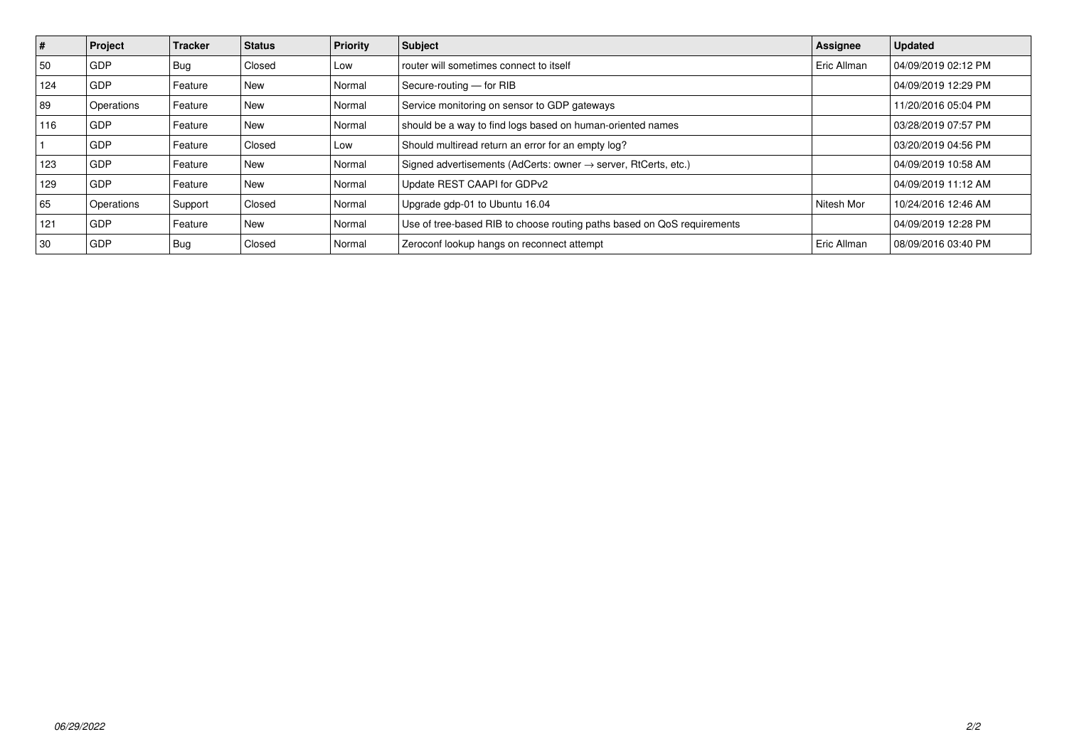| # | Project | Tracker | Status | Priority | Subject | Assignee | Updated |
|---|---|---|---|---|---|---|---|
| 50 | GDP | Bug | Closed | Low | router will sometimes connect to itself | Eric Allman | 04/09/2019 02:12 PM |
| 124 | GDP | Feature | New | Normal | Secure-routing — for RIB | | 04/09/2019 12:29 PM |
| 89 | Operations | Feature | New | Normal | Service monitoring on sensor to GDP gateways | | 11/20/2016 05:04 PM |
| 116 | GDP | Feature | New | Normal | should be a way to find logs based on human-oriented names | | 03/28/2019 07:57 PM |
| 1 | GDP | Feature | Closed | Low | Should multiread return an error for an empty log? | | 03/20/2019 04:56 PM |
| 123 | GDP | Feature | New | Normal | Signed advertisements (AdCerts: owner → server, RtCerts, etc.) | | 04/09/2019 10:58 AM |
| 129 | GDP | Feature | New | Normal | Update REST CAAPI for GDPv2 | | 04/09/2019 11:12 AM |
| 65 | Operations | Support | Closed | Normal | Upgrade gdp-01 to Ubuntu 16.04 | Nitesh Mor | 10/24/2016 12:46 AM |
| 121 | GDP | Feature | New | Normal | Use of tree-based RIB to choose routing paths based on QoS requirements | | 04/09/2019 12:28 PM |
| 30 | GDP | Bug | Closed | Normal | Zeroconf lookup hangs on reconnect attempt | Eric Allman | 08/09/2016 03:40 PM |